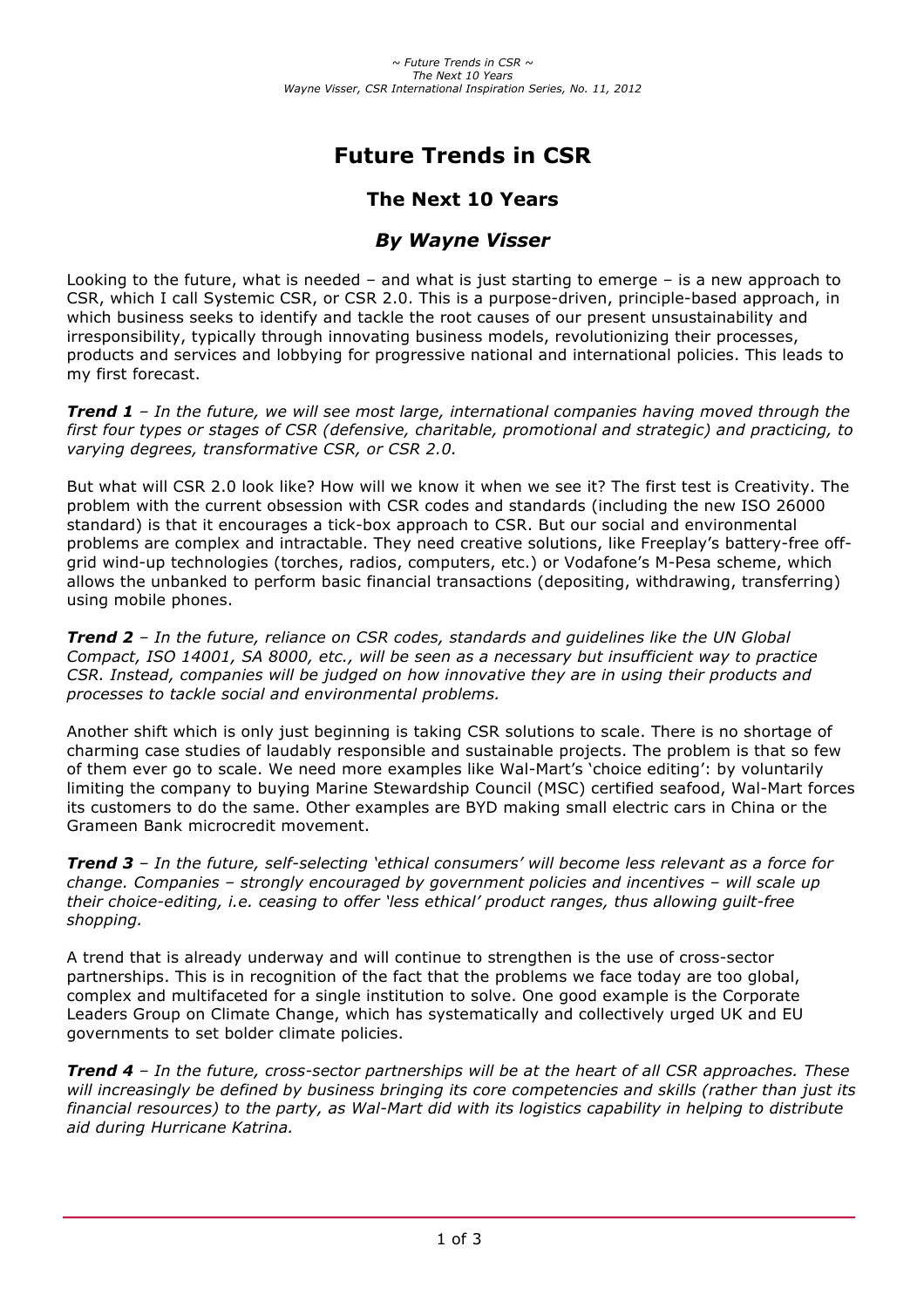# Future Trends in CSR

## The Next 10 Years

### *By Wayne Visser*

Looking to the future, what is needed – and what is just starting to emerge – is a new approach to CSR, which I call Systemic CSR, or CSR 2.0. This is a purpose-driven, principle-based approach, in which business seeks to identify and tackle the root causes of our present unsustainability and irresponsibility, typically through innovating business models, revolutionizing their processes, products and services and lobbying for progressive national and international policies. This leads to my first forecast.

***Trend 1*** *– In the future, we will see most large, international companies having moved through the first four types or stages of CSR (defensive, charitable, promotional and strategic) and practicing, to varying degrees, transformative CSR, or CSR 2.0.*

But what will CSR 2.0 look like? How will we know it when we see it? The first test is Creativity. The problem with the current obsession with CSR codes and standards (including the new ISO 26000 standard) is that it encourages a tick-box approach to CSR. But our social and environmental problems are complex and intractable. They need creative solutions, like Freeplay's battery-free off-grid wind-up technologies (torches, radios, computers, etc.) or Vodafone's M-Pesa scheme, which allows the unbanked to perform basic financial transactions (depositing, withdrawing, transferring) using mobile phones.

***Trend 2*** *– In the future, reliance on CSR codes, standards and guidelines like the UN Global Compact, ISO 14001, SA 8000, etc., will be seen as a necessary but insufficient way to practice CSR. Instead, companies will be judged on how innovative they are in using their products and processes to tackle social and environmental problems.*

Another shift which is only just beginning is taking CSR solutions to scale. There is no shortage of charming case studies of laudably responsible and sustainable projects. The problem is that so few of them ever go to scale. We need more examples like Wal-Mart's 'choice editing': by voluntarily limiting the company to buying Marine Stewardship Council (MSC) certified seafood, Wal-Mart forces its customers to do the same. Other examples are BYD making small electric cars in China or the Grameen Bank microcredit movement.

***Trend 3*** *– In the future, self-selecting 'ethical consumers' will become less relevant as a force for change. Companies – strongly encouraged by government policies and incentives – will scale up their choice-editing, i.e. ceasing to offer 'less ethical' product ranges, thus allowing guilt-free shopping.*

A trend that is already underway and will continue to strengthen is the use of cross-sector partnerships. This is in recognition of the fact that the problems we face today are too global, complex and multifaceted for a single institution to solve. One good example is the Corporate Leaders Group on Climate Change, which has systematically and collectively urged UK and EU governments to set bolder climate policies.

***Trend 4*** *– In the future, cross-sector partnerships will be at the heart of all CSR approaches. These will increasingly be defined by business bringing its core competencies and skills (rather than just its financial resources) to the party, as Wal-Mart did with its logistics capability in helping to distribute aid during Hurricane Katrina.*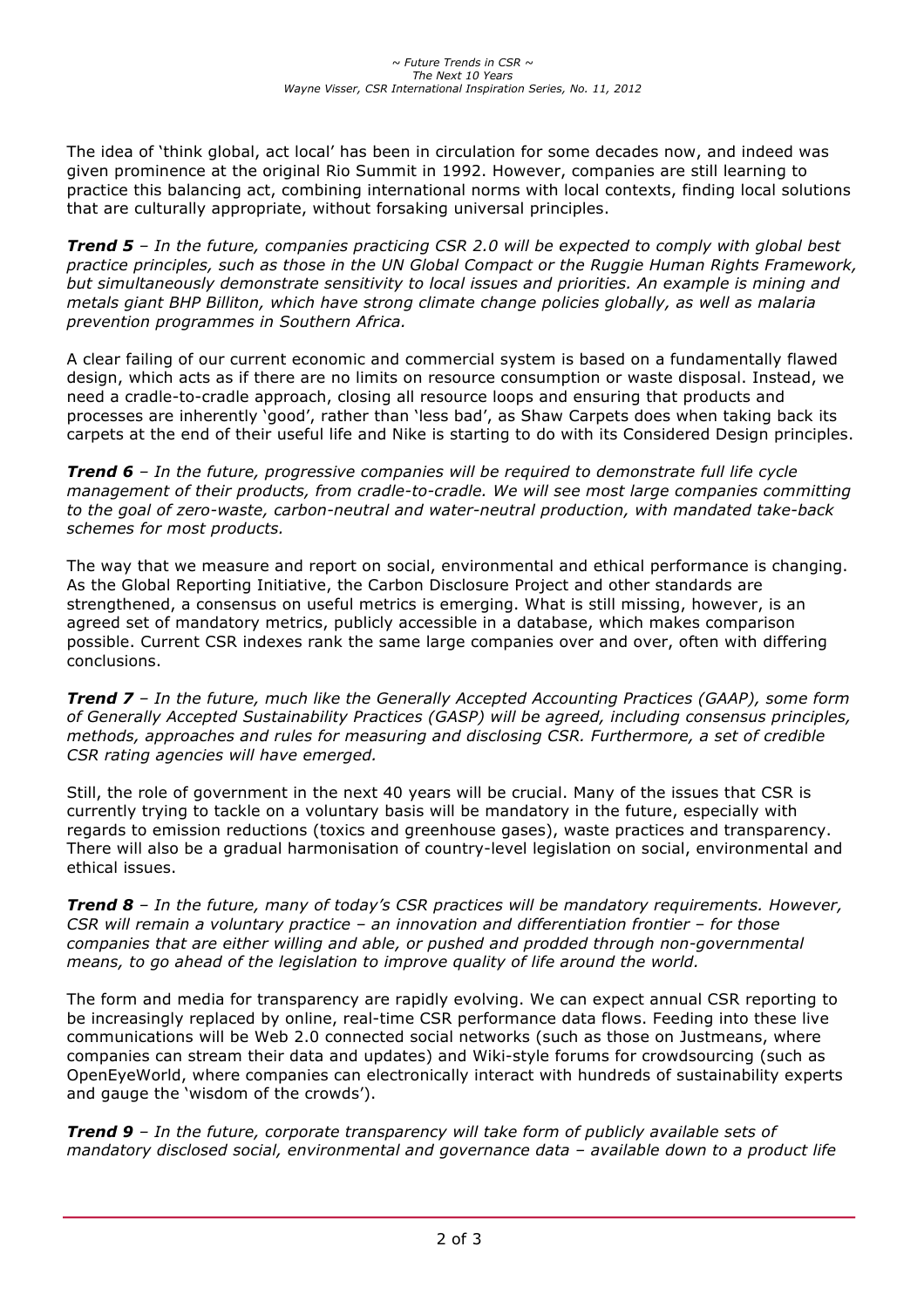The idea of 'think global, act local' has been in circulation for some decades now, and indeed was given prominence at the original Rio Summit in 1992. However, companies are still learning to practice this balancing act, combining international norms with local contexts, finding local solutions that are culturally appropriate, without forsaking universal principles.

***Trend 5*** *– In the future, companies practicing CSR 2.0 will be expected to comply with global best practice principles, such as those in the UN Global Compact or the Ruggie Human Rights Framework, but simultaneously demonstrate sensitivity to local issues and priorities. An example is mining and metals giant BHP Billiton, which have strong climate change policies globally, as well as malaria prevention programmes in Southern Africa.*

A clear failing of our current economic and commercial system is based on a fundamentally flawed design, which acts as if there are no limits on resource consumption or waste disposal. Instead, we need a cradle-to-cradle approach, closing all resource loops and ensuring that products and processes are inherently 'good', rather than 'less bad', as Shaw Carpets does when taking back its carpets at the end of their useful life and Nike is starting to do with its Considered Design principles.

***Trend 6*** *– In the future, progressive companies will be required to demonstrate full life cycle management of their products, from cradle-to-cradle. We will see most large companies committing to the goal of zero-waste, carbon-neutral and water-neutral production, with mandated take-back schemes for most products.*

The way that we measure and report on social, environmental and ethical performance is changing. As the Global Reporting Initiative, the Carbon Disclosure Project and other standards are strengthened, a consensus on useful metrics is emerging. What is still missing, however, is an agreed set of mandatory metrics, publicly accessible in a database, which makes comparison possible. Current CSR indexes rank the same large companies over and over, often with differing conclusions.

***Trend 7*** *– In the future, much like the Generally Accepted Accounting Practices (GAAP), some form of Generally Accepted Sustainability Practices (GASP) will be agreed, including consensus principles, methods, approaches and rules for measuring and disclosing CSR. Furthermore, a set of credible CSR rating agencies will have emerged.*

Still, the role of government in the next 40 years will be crucial. Many of the issues that CSR is currently trying to tackle on a voluntary basis will be mandatory in the future, especially with regards to emission reductions (toxics and greenhouse gases), waste practices and transparency. There will also be a gradual harmonisation of country-level legislation on social, environmental and ethical issues.

***Trend 8*** *– In the future, many of today's CSR practices will be mandatory requirements. However, CSR will remain a voluntary practice – an innovation and differentiation frontier – for those companies that are either willing and able, or pushed and prodded through non-governmental means, to go ahead of the legislation to improve quality of life around the world.*

The form and media for transparency are rapidly evolving. We can expect annual CSR reporting to be increasingly replaced by online, real-time CSR performance data flows. Feeding into these live communications will be Web 2.0 connected social networks (such as those on Justmeans, where companies can stream their data and updates) and Wiki-style forums for crowdsourcing (such as OpenEyeWorld, where companies can electronically interact with hundreds of sustainability experts and gauge the 'wisdom of the crowds').

***Trend 9*** *– In the future, corporate transparency will take form of publicly available sets of mandatory disclosed social, environmental and governance data – available down to a product life*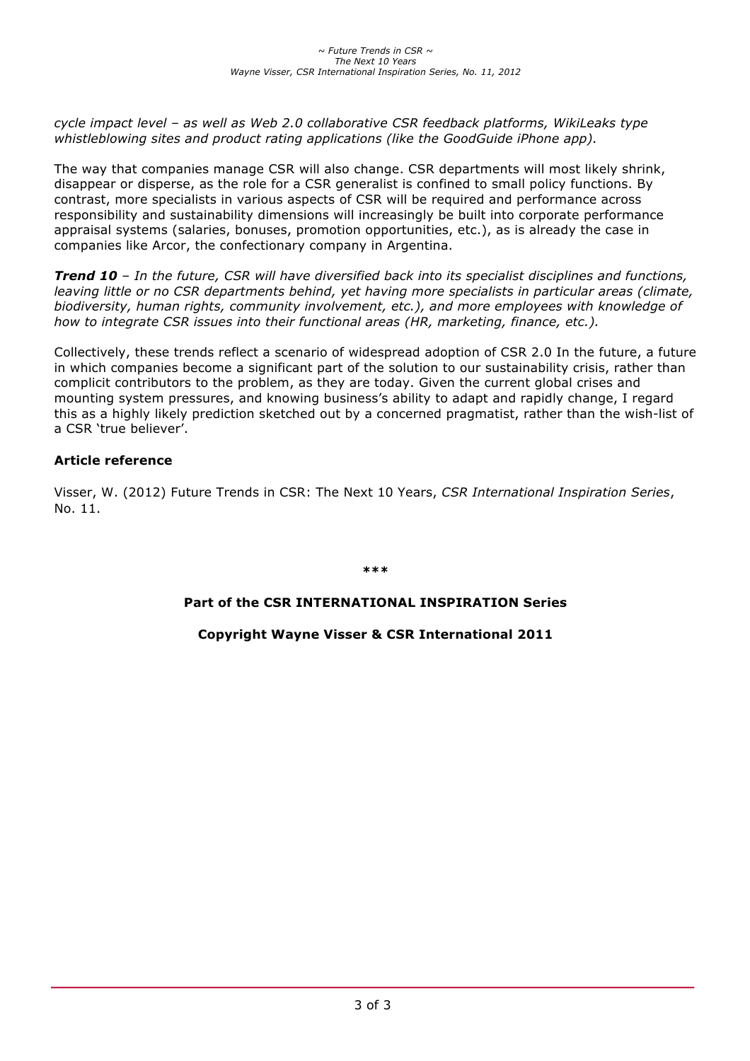*cycle impact level – as well as Web 2.0 collaborative CSR feedback platforms, WikiLeaks type whistleblowing sites and product rating applications (like the GoodGuide iPhone app).*

The way that companies manage CSR will also change. CSR departments will most likely shrink, disappear or disperse, as the role for a CSR generalist is confined to small policy functions. By contrast, more specialists in various aspects of CSR will be required and performance across responsibility and sustainability dimensions will increasingly be built into corporate performance appraisal systems (salaries, bonuses, promotion opportunities, etc.), as is already the case in companies like Arcor, the confectionary company in Argentina.

***Trend 10*** *– In the future, CSR will have diversified back into its specialist disciplines and functions, leaving little or no CSR departments behind, yet having more specialists in particular areas (climate, biodiversity, human rights, community involvement, etc.), and more employees with knowledge of how to integrate CSR issues into their functional areas (HR, marketing, finance, etc.).*

Collectively, these trends reflect a scenario of widespread adoption of CSR 2.0 In the future, a future in which companies become a significant part of the solution to our sustainability crisis, rather than complicit contributors to the problem, as they are today. Given the current global crises and mounting system pressures, and knowing business's ability to adapt and rapidly change, I regard this as a highly likely prediction sketched out by a concerned pragmatist, rather than the wish-list of a CSR 'true believer'.

### Article reference

Visser, W. (2012) Future Trends in CSR: The Next 10 Years, *CSR International Inspiration Series*, No. 11.

***

**Part of the CSR INTERNATIONAL INSPIRATION Series**

**Copyright Wayne Visser & CSR International 2011**